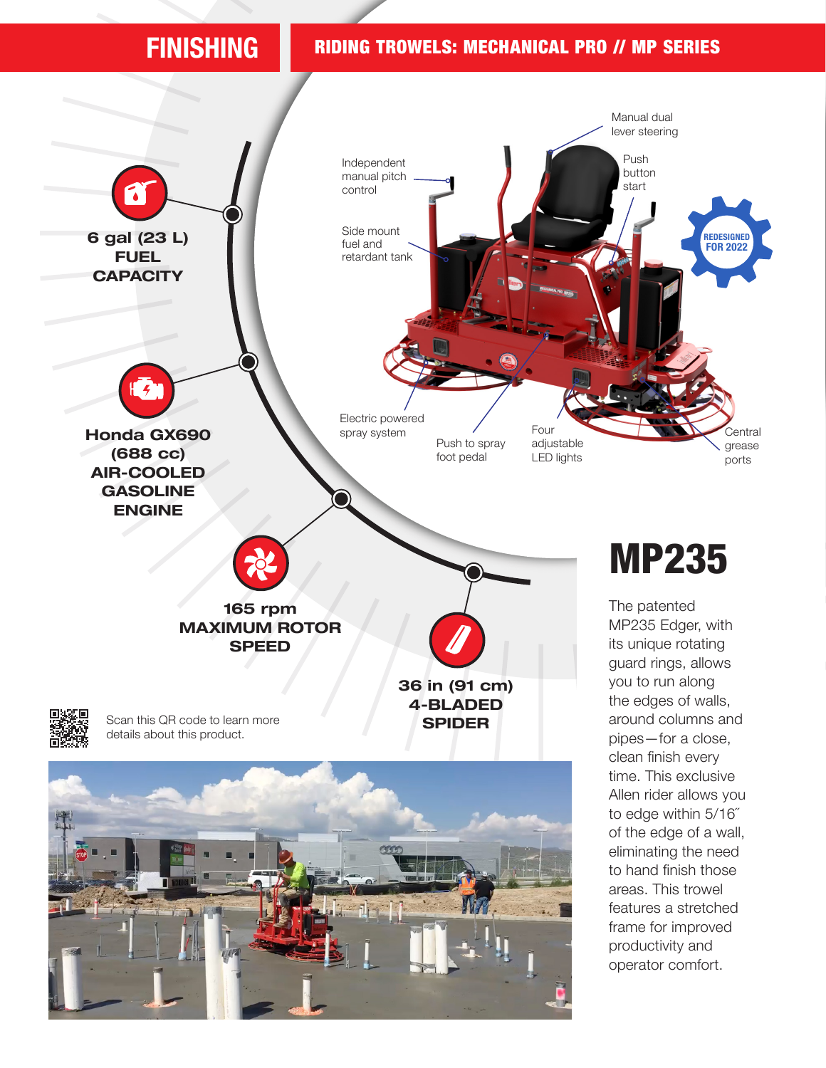# FINISHING

## RIDING TROWELS: MECHANICAL PRO // MP SERIES

Manual dual lever steering

Independent manual pitch control

Push button start

Side mount fuel and retardant tank

REDESIGNED FOR 2022

Electric powered spray system

Push to spray foot pedal

Four adjustable LED lights

Central grease ports

**6 gal (23 L) FUEL CAPACITY**

**Honda GX690 (688 cc) AIR-COOLED GASOLINE ENGINE**

**165 rpm MAXIMUM ROTOR SPEED**

**36 in (91 cm) 4-BLADED SPIDER**

Scan this QR code to learn more details about this product.

# MP235

The patented MP235 Edger, with its unique rotating guard rings, allows you to run along the edges of walls, around columns and pipes—for a close, clean finish every time. This exclusive Allen rider allows you to edge within 5/16″ of the edge of a wall, eliminating the need to hand finish those areas. This trowel features a stretched frame for improved productivity and operator comfort.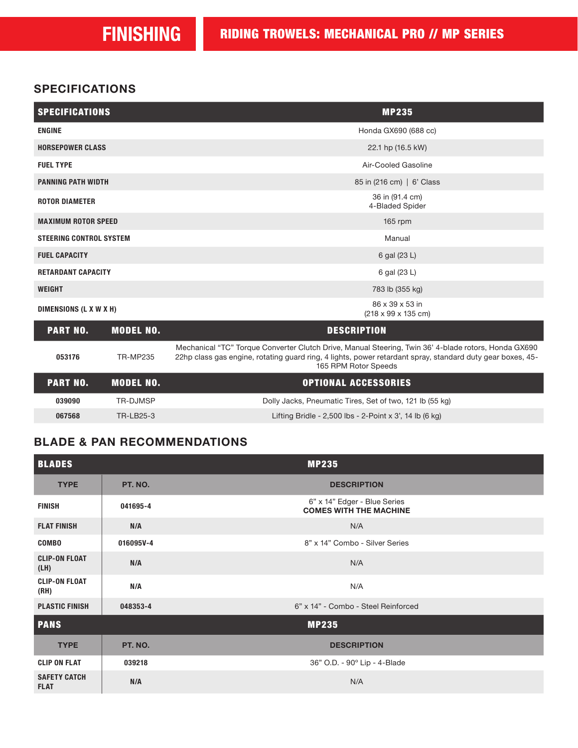# FINISHING

## RIDING TROWELS: MECHANICAL PRO // MP SERIES

## SPECIFICATIONS

| SPECIFICATIONS | MP235 |
|---|---|
| ENGINE | Honda GX690 (688 cc) |
| HORSEPOWER CLASS | 22.1 hp (16.5 kW) |
| FUEL TYPE | Air-Cooled Gasoline |
| PANNING PATH WIDTH | 85 in (216 cm) \| 6' Class |
| ROTOR DIAMETER | 36 in (91.4 cm)<br>4-Bladed Spider |
| MAXIMUM ROTOR SPEED | 165 rpm |
| STEERING CONTROL SYSTEM | Manual |
| FUEL CAPACITY | 6 gal (23 L) |
| RETARDANT CAPACITY | 6 gal (23 L) |
| WEIGHT | 783 lb (355 kg) |
| DIMENSIONS (L X W X H) | 86 x 39 x 53 in<br>(218 x 99 x 135 cm) |

| PART NO. | MODEL NO. | DESCRIPTION |
|---|---|---|
| 053176 | TR-MP235 | Mechanical "TC" Torque Converter Clutch Drive, Manual Steering, Twin 36' 4-blade rotors, Honda GX690 22hp class gas engine, rotating guard ring, 4 lights, power retardant spray, standard duty gear boxes, 45-165 RPM Rotor Speeds |

| PART NO. | MODEL NO. | OPTIONAL ACCESSORIES |
|---|---|---|
| 039090 | TR-DJMSP | Dolly Jacks, Pneumatic Tires, Set of two, 121 lb (55 kg) |
| 067568 | TR-LB25-3 | Lifting Bridle - 2,500 lbs - 2-Point x 3', 14 lb (6 kg) |

## BLADE & PAN RECOMMENDATIONS

| BLADES | | MP235 |
|---|---|---|
| **TYPE** | **PT. NO.** | **DESCRIPTION** |
| FINISH | 041695-4 | 6" x 14" Edger - Blue Series<br>**COMES WITH THE MACHINE** |
| FLAT FINISH | N/A | N/A |
| COMBO | 016095V-4 | 8" x 14" Combo - Silver Series |
| CLIP-ON FLOAT (LH) | N/A | N/A |
| CLIP-ON FLOAT (RH) | N/A | N/A |
| PLASTIC FINISH | 048353-4 | 6" x 14" - Combo - Steel Reinforced |

| PANS | | MP235 |
|---|---|---|
| **TYPE** | **PT. NO.** | **DESCRIPTION** |
| CLIP ON FLAT | 039218 | 36" O.D. - 90° Lip - 4-Blade |
| SAFETY CATCH FLAT | N/A | N/A |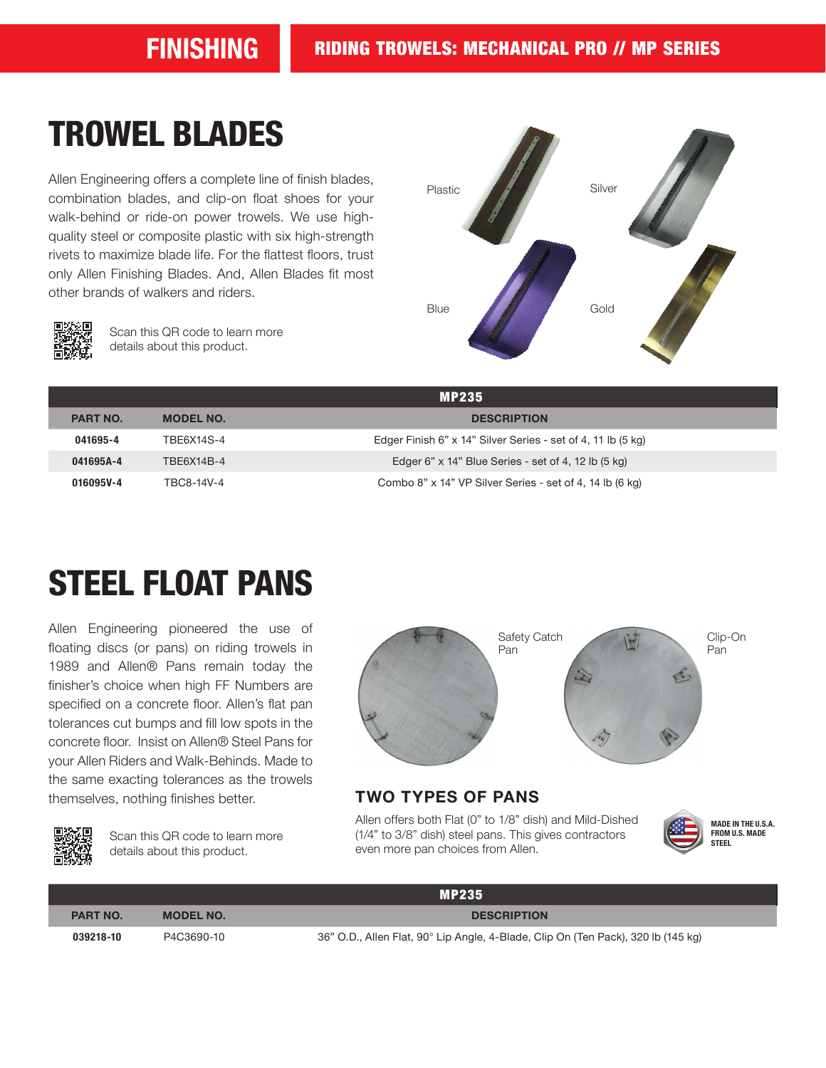# FINISHING

## RIDING TROWELS: MECHANICAL PRO // MP SERIES

# TROWEL BLADES

Allen Engineering offers a complete line of finish blades, combination blades, and clip-on float shoes for your walk-behind or ride-on power trowels. We use high-quality steel or composite plastic with six high-strength rivets to maximize blade life. For the flattest floors, trust only Allen Finishing Blades. And, Allen Blades fit most other brands of walkers and riders.

Scan this QR code to learn more details about this product.

Plastic

Silver

Blue

Gold

| MP235 | | |
|---|---|---|
| **PART NO.** | **MODEL NO.** | **DESCRIPTION** |
| **041695-4** | TBE6X14S-4 | Edger Finish 6" x 14" Silver Series - set of 4, 11 lb (5 kg) |
| **041695A-4** | TBE6X14B-4 | Edger 6" x 14" Blue Series - set of 4, 12 lb (5 kg) |
| **016095V-4** | TBC8-14V-4 | Combo 8" x 14" VP Silver Series - set of 4, 14 lb (6 kg) |

# STEEL FLOAT PANS

Allen Engineering pioneered the use of floating discs (or pans) on riding trowels in 1989 and Allen® Pans remain today the finisher's choice when high FF Numbers are specified on a concrete floor. Allen's flat pan tolerances cut bumps and fill low spots in the concrete floor. Insist on Allen® Steel Pans for your Allen Riders and Walk-Behinds. Made to the same exacting tolerances as the trowels themselves, nothing finishes better.

Scan this QR code to learn more details about this product.

Safety Catch Pan

Clip-On Pan

### TWO TYPES OF PANS

Allen offers both Flat (0" to 1/8" dish) and Mild-Dished (1/4" to 3/8" dish) steel pans. This gives contractors even more pan choices from Allen.

MADE IN THE U.S.A. FROM U.S. MADE STEEL

| MP235 | | |
|---|---|---|
| **PART NO.** | **MODEL NO.** | **DESCRIPTION** |
| **039218-10** | P4C3690-10 | 36" O.D., Allen Flat, 90° Lip Angle, 4-Blade, Clip On (Ten Pack), 320 lb (145 kg) |